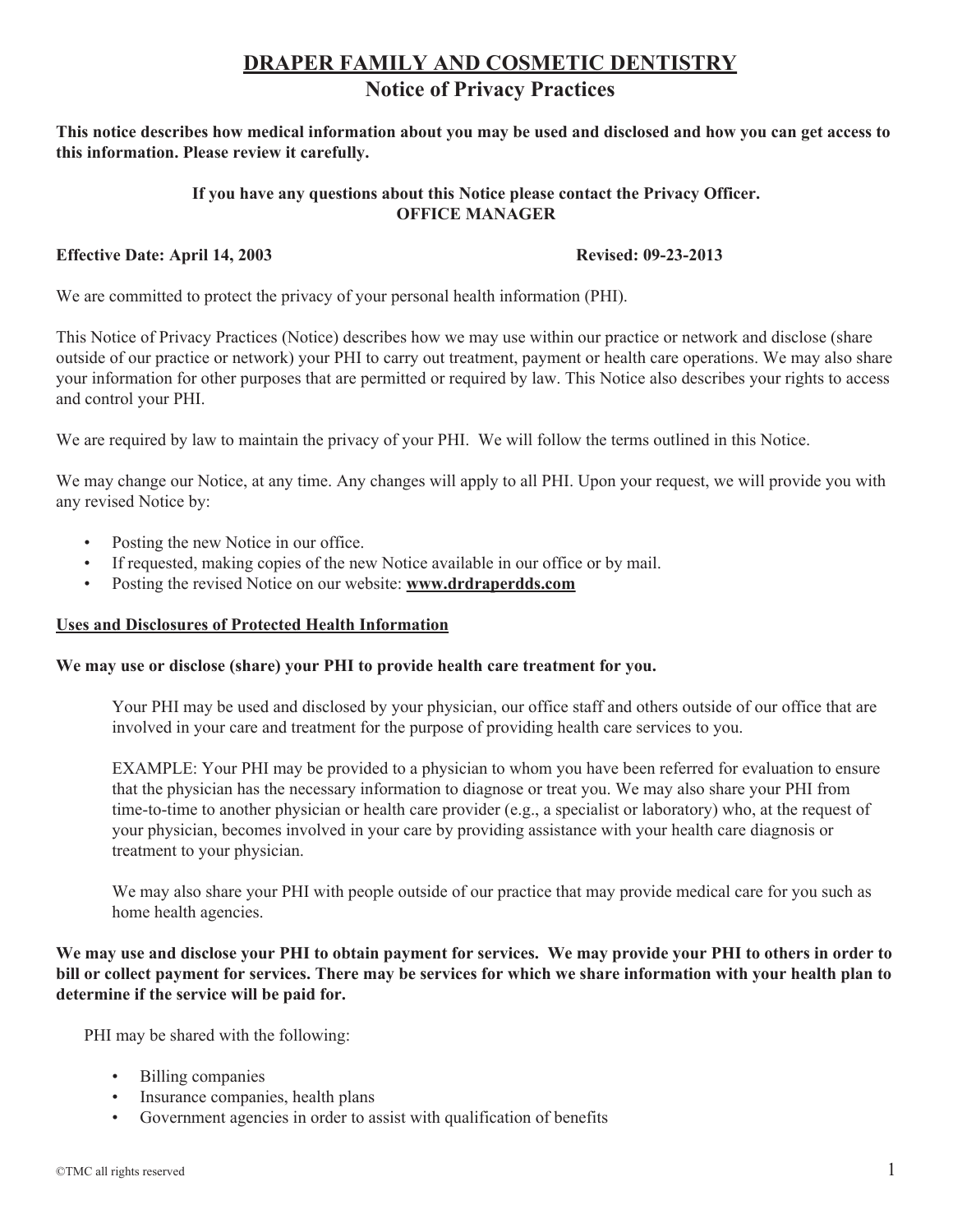# DRAPER FAMILY AND COSMETIC DENTISTRY

## Notice of Privacy Practices

**This notice describes how medical information about you may be used and disclosed and how you can get access to this information. Please review it carefully.**

**If you have any questions about this Notice please contact the Privacy Officer.**
**OFFICE MANAGER**

**Effective Date: April 14, 2003** **Revised: 09-23-2013**

We are committed to protect the privacy of your personal health information (PHI).

This Notice of Privacy Practices (Notice) describes how we may use within our practice or network and disclose (share outside of our practice or network) your PHI to carry out treatment, payment or health care operations. We may also share your information for other purposes that are permitted or required by law. This Notice also describes your rights to access and control your PHI.

We are required by law to maintain the privacy of your PHI. We will follow the terms outlined in this Notice.

We may change our Notice, at any time. Any changes will apply to all PHI. Upon your request, we will provide you with any revised Notice by:

- Posting the new Notice in our office.
- If requested, making copies of the new Notice available in our office or by mail.
- Posting the revised Notice on our website: **www.drdraperdds.com**

### Uses and Disclosures of Protected Health Information

**We may use or disclose (share) your PHI to provide health care treatment for you.**

Your PHI may be used and disclosed by your physician, our office staff and others outside of our office that are involved in your care and treatment for the purpose of providing health care services to you.

EXAMPLE: Your PHI may be provided to a physician to whom you have been referred for evaluation to ensure that the physician has the necessary information to diagnose or treat you. We may also share your PHI from time-to-time to another physician or health care provider (e.g., a specialist or laboratory) who, at the request of your physician, becomes involved in your care by providing assistance with your health care diagnosis or treatment to your physician.

We may also share your PHI with people outside of our practice that may provide medical care for you such as home health agencies.

**We may use and disclose your PHI to obtain payment for services. We may provide your PHI to others in order to bill or collect payment for services. There may be services for which we share information with your health plan to determine if the service will be paid for.**

PHI may be shared with the following:

- Billing companies
- Insurance companies, health plans
- Government agencies in order to assist with qualification of benefits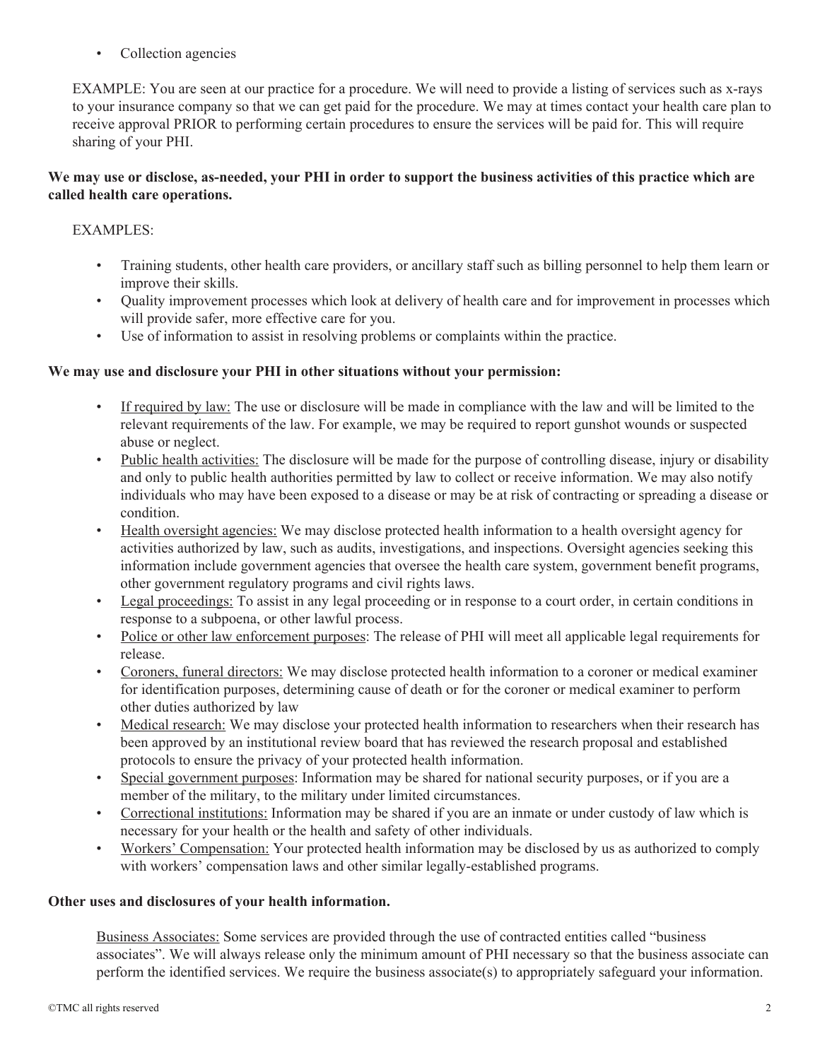- Collection agencies

EXAMPLE: You are seen at our practice for a procedure. We will need to provide a listing of services such as x-rays to your insurance company so that we can get paid for the procedure. We may at times contact your health care plan to receive approval PRIOR to performing certain procedures to ensure the services will be paid for. This will require sharing of your PHI.

**We may use or disclose, as-needed, your PHI in order to support the business activities of this practice which are called health care operations.**

EXAMPLES:

- Training students, other health care providers, or ancillary staff such as billing personnel to help them learn or improve their skills.
- Quality improvement processes which look at delivery of health care and for improvement in processes which will provide safer, more effective care for you.
- Use of information to assist in resolving problems or complaints within the practice.

**We may use and disclosure your PHI in other situations without your permission:**

- <u>If required by law:</u> The use or disclosure will be made in compliance with the law and will be limited to the relevant requirements of the law. For example, we may be required to report gunshot wounds or suspected abuse or neglect.
- <u>Public health activities:</u> The disclosure will be made for the purpose of controlling disease, injury or disability and only to public health authorities permitted by law to collect or receive information. We may also notify individuals who may have been exposed to a disease or may be at risk of contracting or spreading a disease or condition.
- <u>Health oversight agencies:</u> We may disclose protected health information to a health oversight agency for activities authorized by law, such as audits, investigations, and inspections. Oversight agencies seeking this information include government agencies that oversee the health care system, government benefit programs, other government regulatory programs and civil rights laws.
- <u>Legal proceedings:</u> To assist in any legal proceeding or in response to a court order, in certain conditions in response to a subpoena, or other lawful process.
- <u>Police or other law enforcement purposes</u>: The release of PHI will meet all applicable legal requirements for release.
- <u>Coroners, funeral directors:</u> We may disclose protected health information to a coroner or medical examiner for identification purposes, determining cause of death or for the coroner or medical examiner to perform other duties authorized by law
- <u>Medical research:</u> We may disclose your protected health information to researchers when their research has been approved by an institutional review board that has reviewed the research proposal and established protocols to ensure the privacy of your protected health information.
- <u>Special government purposes</u>: Information may be shared for national security purposes, or if you are a member of the military, to the military under limited circumstances.
- <u>Correctional institutions:</u> Information may be shared if you are an inmate or under custody of law which is necessary for your health or the health and safety of other individuals.
- <u>Workers' Compensation:</u> Your protected health information may be disclosed by us as authorized to comply with workers' compensation laws and other similar legally-established programs.

**Other uses and disclosures of your health information.**

<u>Business Associates:</u> Some services are provided through the use of contracted entities called "business associates". We will always release only the minimum amount of PHI necessary so that the business associate can perform the identified services. We require the business associate(s) to appropriately safeguard your information.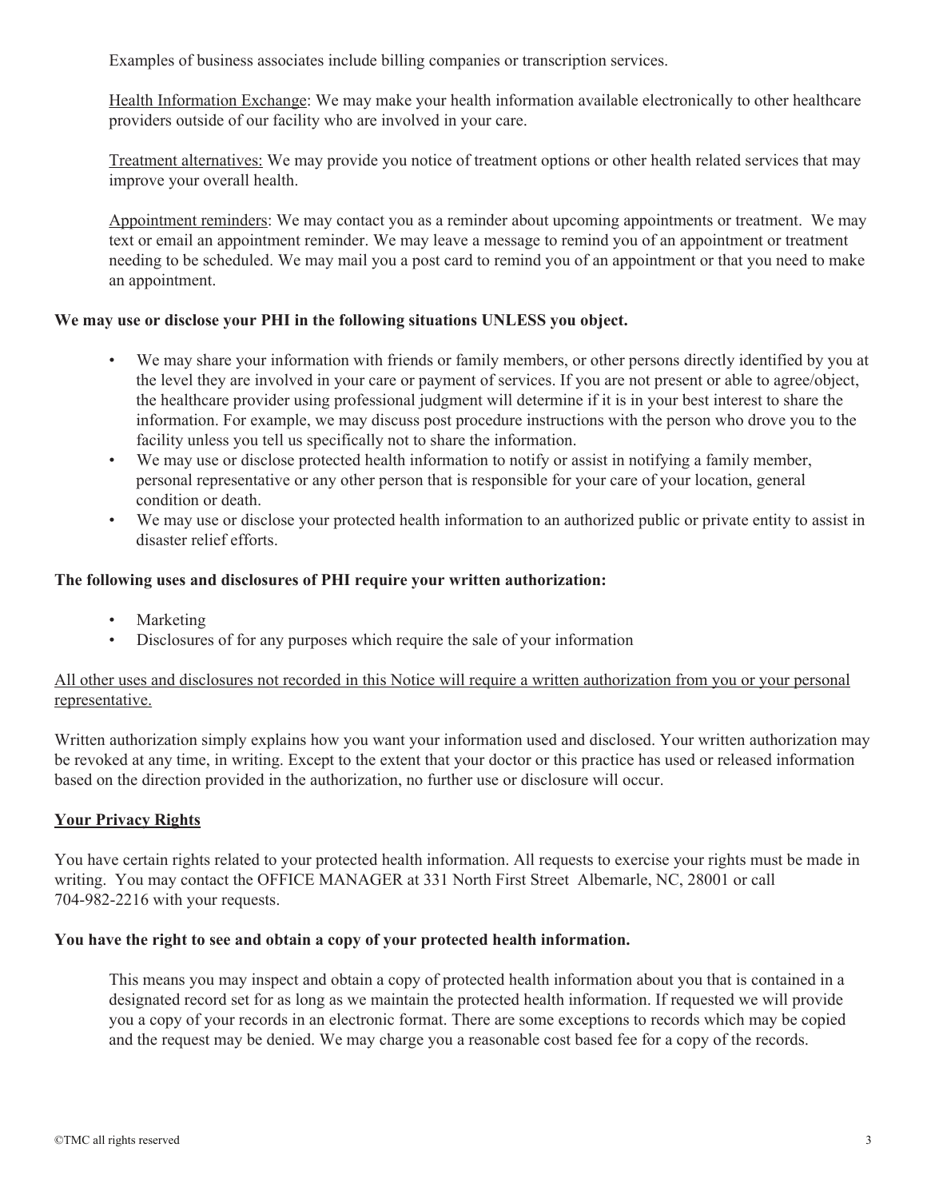Examples of business associates include billing companies or transcription services.

Health Information Exchange: We may make your health information available electronically to other healthcare providers outside of our facility who are involved in your care.

Treatment alternatives: We may provide you notice of treatment options or other health related services that may improve your overall health.

Appointment reminders: We may contact you as a reminder about upcoming appointments or treatment. We may text or email an appointment reminder. We may leave a message to remind you of an appointment or treatment needing to be scheduled. We may mail you a post card to remind you of an appointment or that you need to make an appointment.

**We may use or disclose your PHI in the following situations UNLESS you object.**

- We may share your information with friends or family members, or other persons directly identified by you at the level they are involved in your care or payment of services. If you are not present or able to agree/object, the healthcare provider using professional judgment will determine if it is in your best interest to share the information. For example, we may discuss post procedure instructions with the person who drove you to the facility unless you tell us specifically not to share the information.
- We may use or disclose protected health information to notify or assist in notifying a family member, personal representative or any other person that is responsible for your care of your location, general condition or death.
- We may use or disclose your protected health information to an authorized public or private entity to assist in disaster relief efforts.

**The following uses and disclosures of PHI require your written authorization:**

- Marketing
- Disclosures of for any purposes which require the sale of your information

All other uses and disclosures not recorded in this Notice will require a written authorization from you or your personal representative.

Written authorization simply explains how you want your information used and disclosed. Your written authorization may be revoked at any time, in writing. Except to the extent that your doctor or this practice has used or released information based on the direction provided in the authorization, no further use or disclosure will occur.

## Your Privacy Rights

You have certain rights related to your protected health information. All requests to exercise your rights must be made in writing. You may contact the OFFICE MANAGER at 331 North First Street Albemarle, NC, 28001 or call 704-982-2216 with your requests.

**You have the right to see and obtain a copy of your protected health information.**

This means you may inspect and obtain a copy of protected health information about you that is contained in a designated record set for as long as we maintain the protected health information. If requested we will provide you a copy of your records in an electronic format. There are some exceptions to records which may be copied and the request may be denied. We may charge you a reasonable cost based fee for a copy of the records.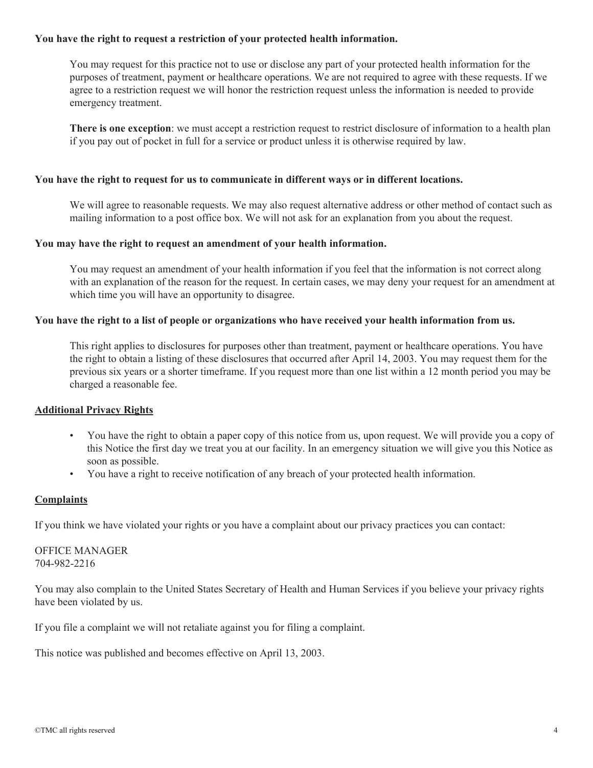**You have the right to request a restriction of your protected health information.**

You may request for this practice not to use or disclose any part of your protected health information for the purposes of treatment, payment or healthcare operations. We are not required to agree with these requests. If we agree to a restriction request we will honor the restriction request unless the information is needed to provide emergency treatment.

**There is one exception**: we must accept a restriction request to restrict disclosure of information to a health plan if you pay out of pocket in full for a service or product unless it is otherwise required by law.

**You have the right to request for us to communicate in different ways or in different locations.**

We will agree to reasonable requests. We may also request alternative address or other method of contact such as mailing information to a post office box. We will not ask for an explanation from you about the request.

**You may have the right to request an amendment of your health information.**

You may request an amendment of your health information if you feel that the information is not correct along with an explanation of the reason for the request. In certain cases, we may deny your request for an amendment at which time you will have an opportunity to disagree.

**You have the right to a list of people or organizations who have received your health information from us.**

This right applies to disclosures for purposes other than treatment, payment or healthcare operations. You have the right to obtain a listing of these disclosures that occurred after April 14, 2003. You may request them for the previous six years or a shorter timeframe. If you request more than one list within a 12 month period you may be charged a reasonable fee.

## Additional Privacy Rights

- You have the right to obtain a paper copy of this notice from us, upon request. We will provide you a copy of this Notice the first day we treat you at our facility. In an emergency situation we will give you this Notice as soon as possible.
- You have a right to receive notification of any breach of your protected health information.

## Complaints

If you think we have violated your rights or you have a complaint about our privacy practices you can contact:

OFFICE MANAGER
704-982-2216

You may also complain to the United States Secretary of Health and Human Services if you believe your privacy rights have been violated by us.

If you file a complaint we will not retaliate against you for filing a complaint.

This notice was published and becomes effective on April 13, 2003.

©TMC all rights reserved